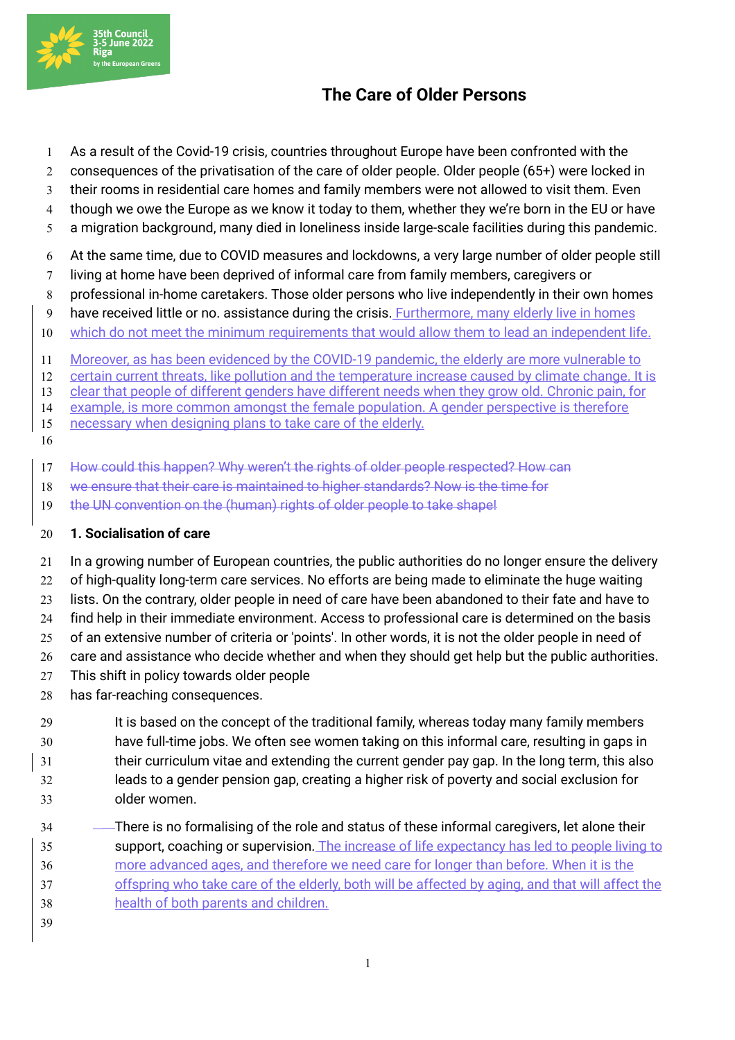# The Care of Older Persons

As a result of the Covid-19 crisis, countries throughout Europe have been confronted with the consequences of the privatisation of the care of older people. Older people (65+) were locked in their rooms in residential care homes and family members were not allowed to visit them. Even though we owe the Europe as we know it today to them, whether they we're born in the EU or have a migration background, many died in loneliness inside large-scale facilities during this pandemic.

At the same time, due to COVID measures and lockdowns, a very large number of older people still living at home have been deprived of informal care from family members, caregivers or professional in-home caretakers. Those older persons who live independently in their own homes have received little or no. assistance during the crisis. Furthermore, many elderly live in homes which do not meet the minimum requirements that would allow them to lead an independent life.

Moreover, as has been evidenced by the COVID-19 pandemic, the elderly are more vulnerable to certain current threats, like pollution and the temperature increase caused by climate change. It is clear that people of different genders have different needs when they grow old. Chronic pain, for example, is more common amongst the female population. A gender perspective is therefore necessary when designing plans to take care of the elderly.

~~How could this happen? Why weren't the rights of older people respected? How can we ensure that their care is maintained to higher standards? Now is the time for the UN convention on the (human) rights of older people to take shape!~~

## 1. Socialisation of care

In a growing number of European countries, the public authorities do no longer ensure the delivery of high-quality long-term care services. No efforts are being made to eliminate the huge waiting lists. On the contrary, older people in need of care have been abandoned to their fate and have to find help in their immediate environment. Access to professional care is determined on the basis of an extensive number of criteria or 'points'. In other words, it is not the older people in need of care and assistance who decide whether and when they should get help but the public authorities. This shift in policy towards older people has far-reaching consequences.

- It is based on the concept of the traditional family, whereas today many family members have full-time jobs. We often see women taking on this informal care, resulting in gaps in their curriculum vitae and extending the current gender pay gap. In the long term, this also leads to a gender pension gap, creating a higher risk of poverty and social exclusion for older women.
- There is no formalising of the role and status of these informal caregivers, let alone their support, coaching or supervision. The increase of life expectancy has led to people living to more advanced ages, and therefore we need care for longer than before. When it is the offspring who take care of the elderly, both will be affected by aging, and that will affect the health of both parents and children.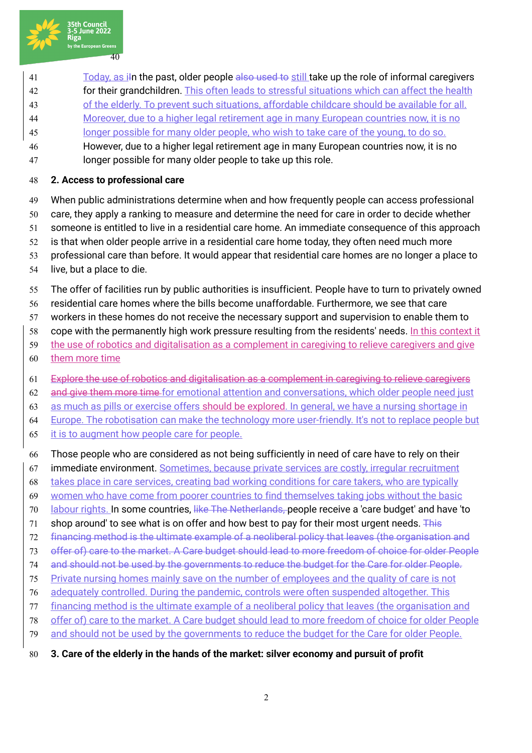Today, as iIn the past, older people also used to still take up the role of informal caregivers for their grandchildren. This often leads to stressful situations which can affect the health of the elderly. To prevent such situations, affordable childcare should be available for all. Moreover, due to a higher legal retirement age in many European countries now, it is no longer possible for many older people, who wish to take care of the young, to do so. However, due to a higher legal retirement age in many European countries now, it is no longer possible for many older people to take up this role.

**2. Access to professional care**

When public administrations determine when and how frequently people can access professional care, they apply a ranking to measure and determine the need for care in order to decide whether someone is entitled to live in a residential care home. An immediate consequence of this approach is that when older people arrive in a residential care home today, they often need much more professional care than before. It would appear that residential care homes are no longer a place to live, but a place to die.

The offer of facilities run by public authorities is insufficient. People have to turn to privately owned residential care homes where the bills become unaffordable. Furthermore, we see that care workers in these homes do not receive the necessary support and supervision to enable them to cope with the permanently high work pressure resulting from the residents' needs. In this context it the use of robotics and digitalisation as a complement in caregiving to relieve caregivers and give them more time

~~Explore the use of robotics and digitalisation as a complement in caregiving to relieve caregivers and give them more time~~ for emotional attention and conversations, which older people need just as much as pills or exercise offers should be explored. In general, we have a nursing shortage in Europe. The robotisation can make the technology more user-friendly. It's not to replace people but it is to augment how people care for people.

Those people who are considered as not being sufficiently in need of care have to rely on their immediate environment. Sometimes, because private services are costly, irregular recruitment takes place in care services, creating bad working conditions for care takers, who are typically women who have come from poorer countries to find themselves taking jobs without the basic labour rights. In some countries, ~~like The Netherlands,~~ people receive a 'care budget' and have 'to shop around' to see what is on offer and how best to pay for their most urgent needs. ~~This financing method is the ultimate example of a neoliberal policy that leaves (the organisation and offer of) care to the market. A Care budget should lead to more freedom of choice for older People and should not be used by the governments to reduce the budget for the Care for older People.~~ Private nursing homes mainly save on the number of employees and the quality of care is not adequately controlled. During the pandemic, controls were often suspended altogether. This financing method is the ultimate example of a neoliberal policy that leaves (the organisation and offer of) care to the market. A Care budget should lead to more freedom of choice for older People and should not be used by the governments to reduce the budget for the Care for older People.

**3. Care of the elderly in the hands of the market: silver economy and pursuit of profit**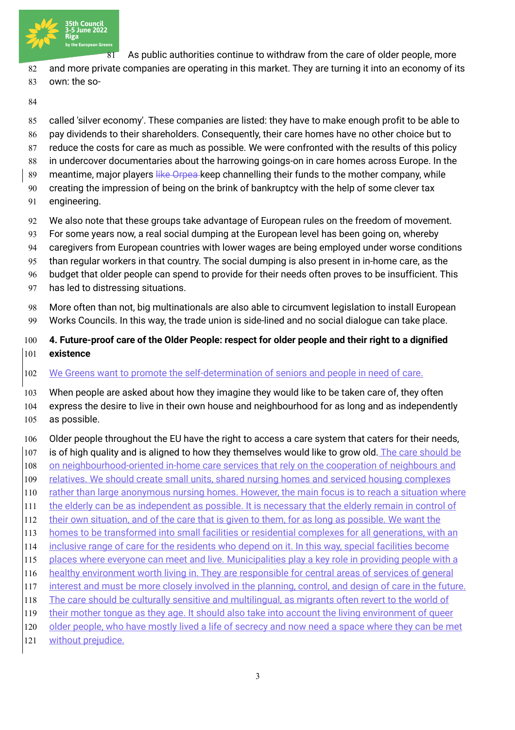As public authorities continue to withdraw from the care of older people, more and more private companies are operating in this market. They are turning it into an economy of its own: the so-called 'silver economy'. These companies are listed: they have to make enough profit to be able to pay dividends to their shareholders. Consequently, their care homes have no other choice but to reduce the costs for care as much as possible. We were confronted with the results of this policy in undercover documentaries about the harrowing goings-on in care homes across Europe. In the meantime, major players ~~like Orpea~~ keep channelling their funds to the mother company, while creating the impression of being on the brink of bankruptcy with the help of some clever tax engineering.

We also note that these groups take advantage of European rules on the freedom of movement. For some years now, a real social dumping at the European level has been going on, whereby caregivers from European countries with lower wages are being employed under worse conditions than regular workers in that country. The social dumping is also present in in-home care, as the budget that older people can spend to provide for their needs often proves to be insufficient. This has led to distressing situations.

More often than not, big multinationals are also able to circumvent legislation to install European Works Councils. In this way, the trade union is side-lined and no social dialogue can take place.

## 4. Future-proof care of the Older People: respect for older people and their right to a dignified existence

We Greens want to promote the self-determination of seniors and people in need of care.

When people are asked about how they imagine they would like to be taken care of, they often express the desire to live in their own house and neighbourhood for as long and as independently as possible.

Older people throughout the EU have the right to access a care system that caters for their needs, is of high quality and is aligned to how they themselves would like to grow old. The care should be on neighbourhood-oriented in-home care services that rely on the cooperation of neighbours and relatives. We should create small units, shared nursing homes and serviced housing complexes rather than large anonymous nursing homes. However, the main focus is to reach a situation where the elderly can be as independent as possible. It is necessary that the elderly remain in control of their own situation, and of the care that is given to them, for as long as possible. We want the homes to be transformed into small facilities or residential complexes for all generations, with an inclusive range of care for the residents who depend on it. In this way, special facilities become places where everyone can meet and live. Municipalities play a key role in providing people with a healthy environment worth living in. They are responsible for central areas of services of general interest and must be more closely involved in the planning, control, and design of care in the future. The care should be culturally sensitive and multilingual, as migrants often revert to the world of their mother tongue as they age. It should also take into account the living environment of queer older people, who have mostly lived a life of secrecy and now need a space where they can be met without prejudice.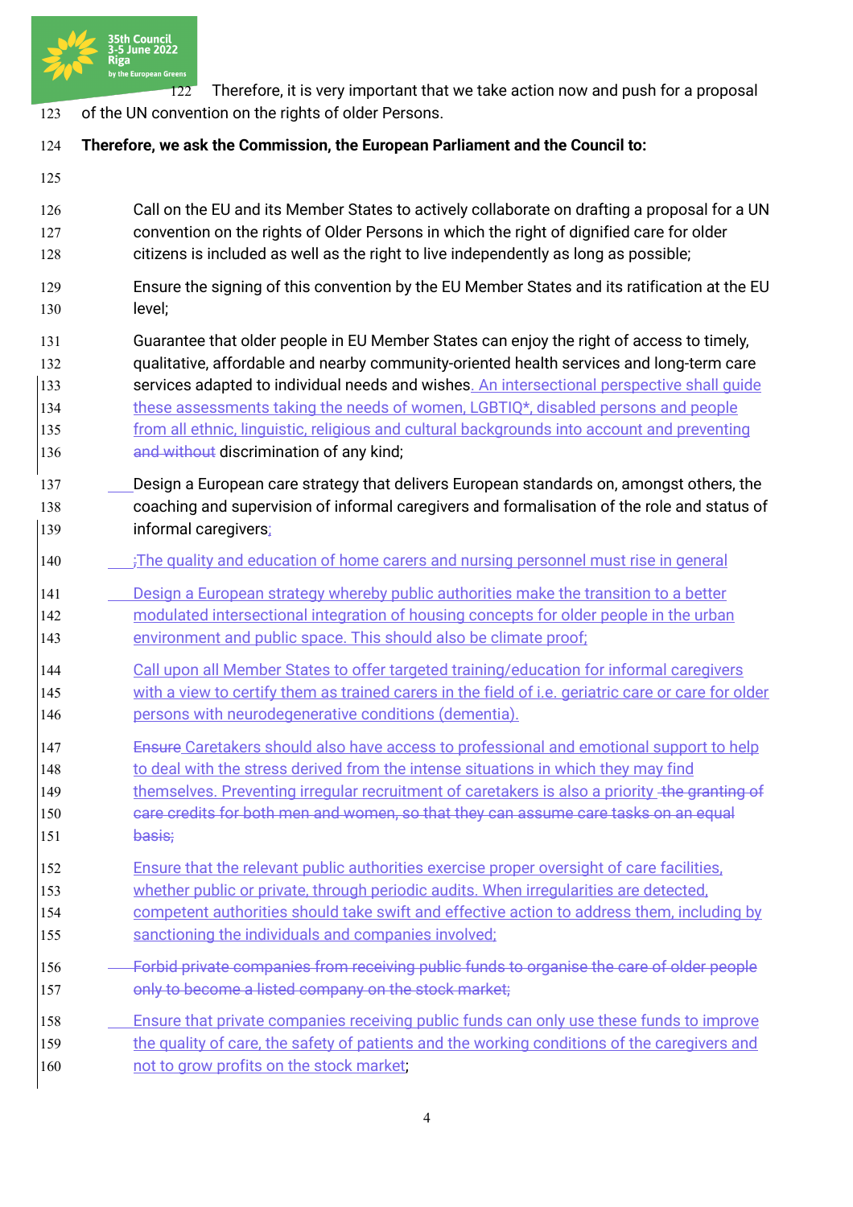Therefore, it is very important that we take action now and push for a proposal of the UN convention on the rights of older Persons.

**Therefore, we ask the Commission, the European Parliament and the Council to:**

- Call on the EU and its Member States to actively collaborate on drafting a proposal for a UN convention on the rights of Older Persons in which the right of dignified care for older citizens is included as well as the right to live independently as long as possible;

- Ensure the signing of this convention by the EU Member States and its ratification at the EU level;

- Guarantee that older people in EU Member States can enjoy the right of access to timely, qualitative, affordable and nearby community-oriented health services and long-term care services adapted to individual needs and wishes. An intersectional perspective shall guide these assessments taking the needs of women, LGBTIQ*, disabled persons and people from all ethnic, linguistic, religious and cultural backgrounds into account and preventing ~~and without~~ discrimination of any kind;

- Design a European care strategy that delivers European standards on, amongst others, the coaching and supervision of informal caregivers and formalisation of the role and status of informal caregivers;

- ;The quality and education of home carers and nursing personnel must rise in general

- Design a European strategy whereby public authorities make the transition to a better modulated intersectional integration of housing concepts for older people in the urban environment and public space. This should also be climate proof;

- Call upon all Member States to offer targeted training/education for informal caregivers with a view to certify them as trained carers in the field of i.e. geriatric care or care for older persons with neurodegenerative conditions (dementia).

- ~~Ensure~~ Caretakers should also have access to professional and emotional support to help to deal with the stress derived from the intense situations in which they may find themselves. Preventing irregular recruitment of caretakers is also a priority ~~the granting of care credits for both men and women, so that they can assume care tasks on an equal basis;~~

- Ensure that the relevant public authorities exercise proper oversight of care facilities, whether public or private, through periodic audits. When irregularities are detected, competent authorities should take swift and effective action to address them, including by sanctioning the individuals and companies involved;

- ~~Forbid private companies from receiving public funds to organise the care of older people only to become a listed company on the stock market;~~

- Ensure that private companies receiving public funds can only use these funds to improve the quality of care, the safety of patients and the working conditions of the caregivers and not to grow profits on the stock market;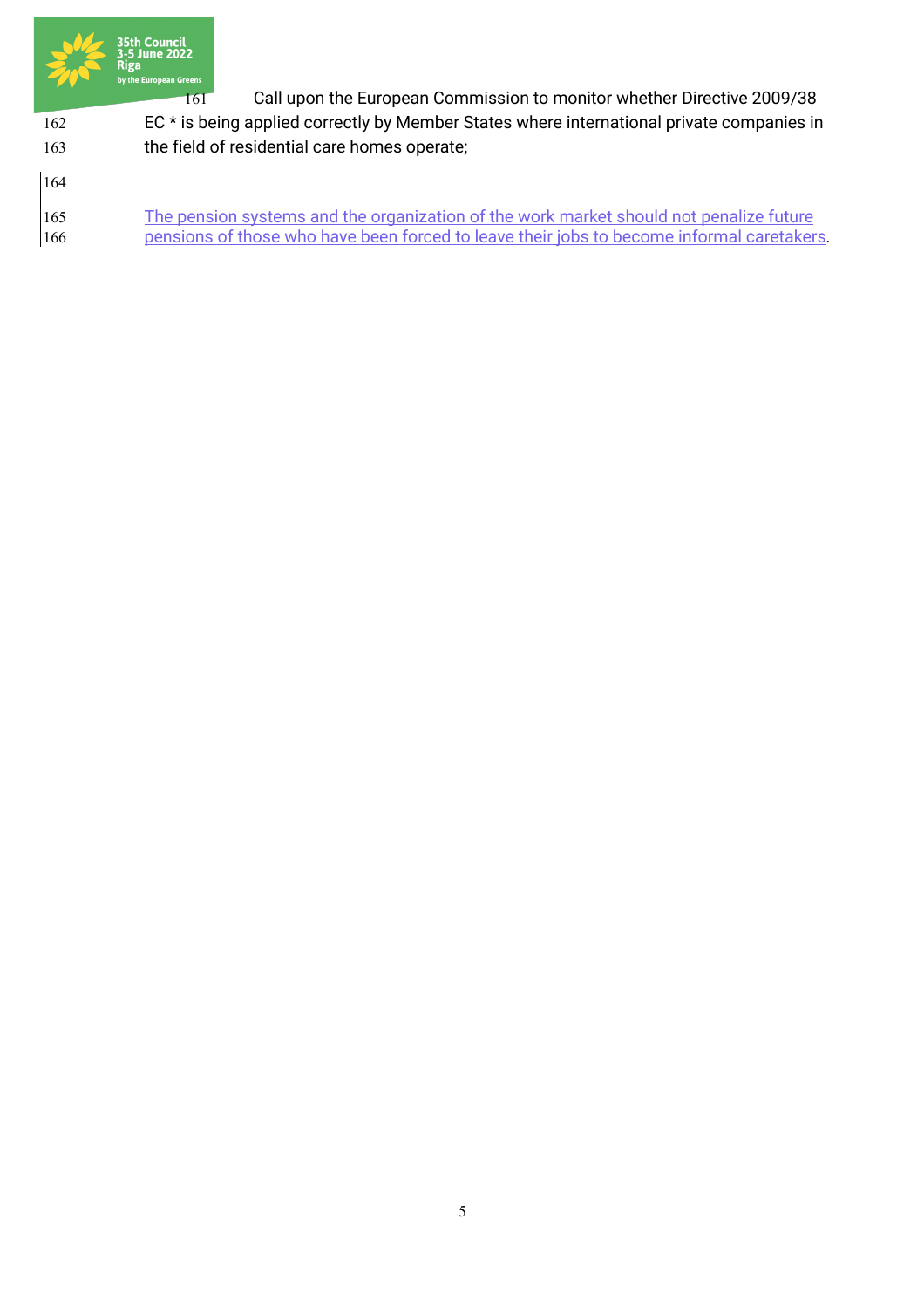Call upon the European Commission to monitor whether Directive 2009/38 EC * is being applied correctly by Member States where international private companies in the field of residential care homes operate;

The pension systems and the organization of the work market should not penalize future pensions of those who have been forced to leave their jobs to become informal caretakers.